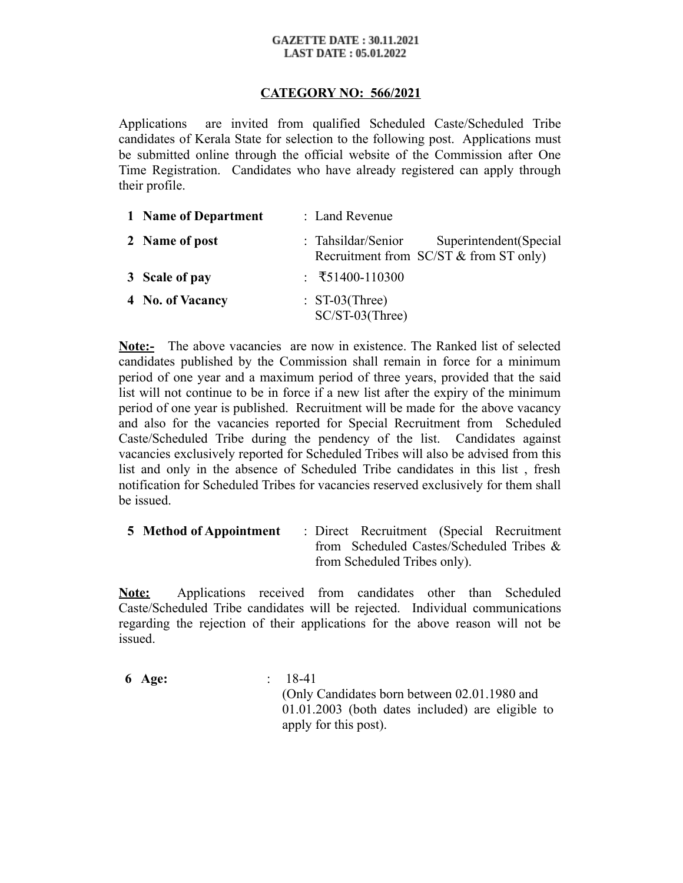**GAZETTE DATE : 30.11.2021**
**LAST DATE : 05.01.2022**

## CATEGORY NO: 566/2021

Applications are invited from qualified Scheduled Caste/Scheduled Tribe candidates of Kerala State for selection to the following post. Applications must be submitted online through the official website of the Commission after One Time Registration. Candidates who have already registered can apply through their profile.

| | | |
|---|---|---|
| **1 Name of Department** | : | Land Revenue |
| **2 Name of post** | : | Tahsildar/Senior Superintendent(Special Recruitment from SC/ST & from ST only) |
| **3 Scale of pay** | : | ₹51400-110300 |
| **4 No. of Vacancy** | : | ST-03(Three)<br>SC/ST-03(Three) |

**Note:-** The above vacancies are now in existence. The Ranked list of selected candidates published by the Commission shall remain in force for a minimum period of one year and a maximum period of three years, provided that the said list will not continue to be in force if a new list after the expiry of the minimum period of one year is published. Recruitment will be made for the above vacancy and also for the vacancies reported for Special Recruitment from Scheduled Caste/Scheduled Tribe during the pendency of the list. Candidates against vacancies exclusively reported for Scheduled Tribes will also be advised from this list and only in the absence of Scheduled Tribe candidates in this list , fresh notification for Scheduled Tribes for vacancies reserved exclusively for them shall be issued.

| | | |
|---|---|---|
| **5 Method of Appointment** | : | Direct Recruitment (Special Recruitment from Scheduled Castes/Scheduled Tribes & from Scheduled Tribes only). |

**Note:** Applications received from candidates other than Scheduled Caste/Scheduled Tribe candidates will be rejected. Individual communications regarding the rejection of their applications for the above reason will not be issued.

| | | |
|---|---|---|
| **6 Age:** | : | 18-41<br>(Only Candidates born between 02.01.1980 and 01.01.2003 (both dates included) are eligible to apply for this post). |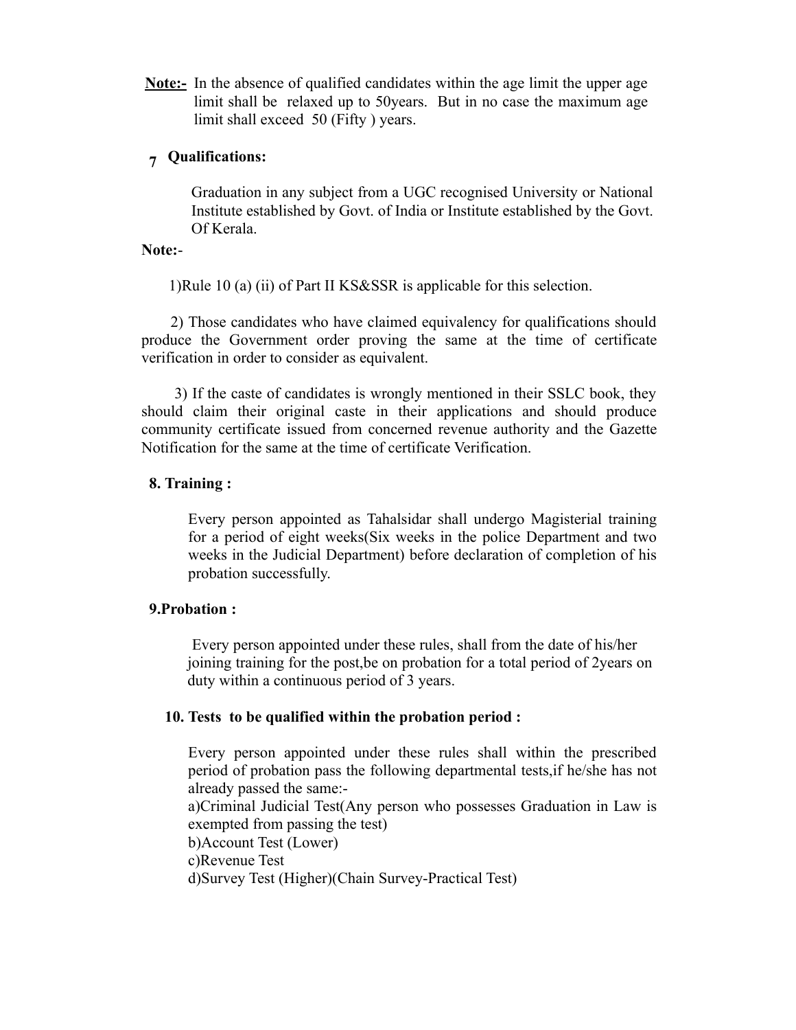**Note:-** In the absence of qualified candidates within the age limit the upper age limit shall be relaxed up to 50years. But in no case the maximum age limit shall exceed 50 (Fifty ) years.

**7 Qualifications:**

Graduation in any subject from a UGC recognised University or National Institute established by Govt. of India or Institute established by the Govt. Of Kerala.

**Note:**-

1)Rule 10 (a) (ii) of Part II KS&SSR is applicable for this selection.

2) Those candidates who have claimed equivalency for qualifications should produce the Government order proving the same at the time of certificate verification in order to consider as equivalent.

3) If the caste of candidates is wrongly mentioned in their SSLC book, they should claim their original caste in their applications and should produce community certificate issued from concerned revenue authority and the Gazette Notification for the same at the time of certificate Verification.

**8. Training :**

Every person appointed as Tahalsidar shall undergo Magisterial training for a period of eight weeks(Six weeks in the police Department and two weeks in the Judicial Department) before declaration of completion of his probation successfully.

**9.Probation :**

Every person appointed under these rules, shall from the date of his/her joining training for the post,be on probation for a total period of 2years on duty within a continuous period of 3 years.

**10. Tests to be qualified within the probation period :**

Every person appointed under these rules shall within the prescribed period of probation pass the following departmental tests,if he/she has not already passed the same:-

a)Criminal Judicial Test(Any person who possesses Graduation in Law is exempted from passing the test)
b)Account Test (Lower)
c)Revenue Test
d)Survey Test (Higher)(Chain Survey-Practical Test)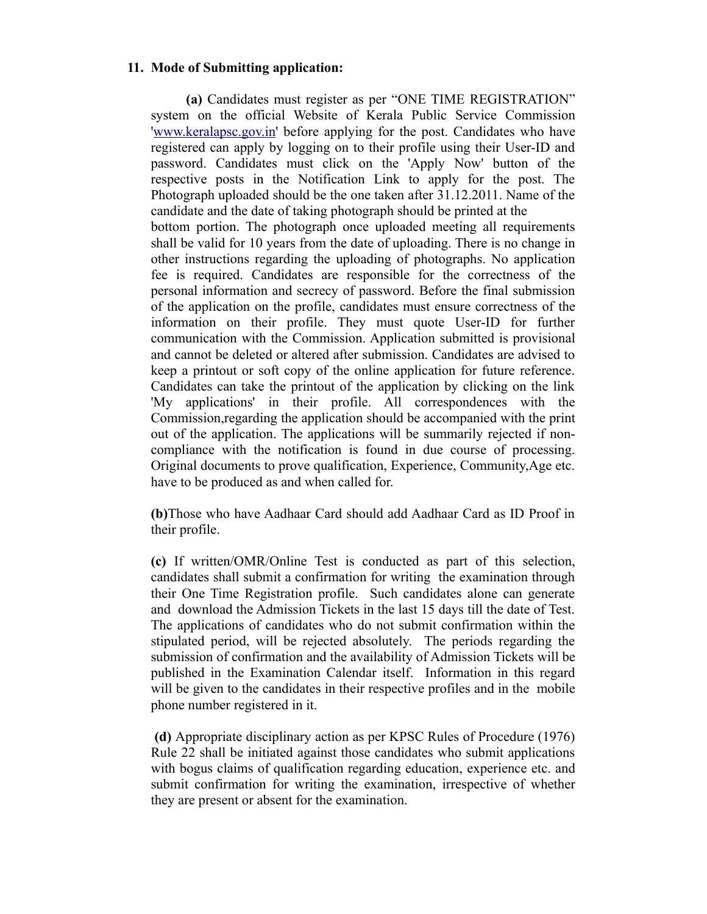**11. Mode of Submitting application:**

**(a)** Candidates must register as per "ONE TIME REGISTRATION" system on the official Website of Kerala Public Service Commission 'www.keralapsc.gov.in' before applying for the post. Candidates who have registered can apply by logging on to their profile using their User-ID and password. Candidates must click on the 'Apply Now' button of the respective posts in the Notification Link to apply for the post. The Photograph uploaded should be the one taken after 31.12.2011. Name of the candidate and the date of taking photograph should be printed at the bottom portion. The photograph once uploaded meeting all requirements shall be valid for 10 years from the date of uploading. There is no change in other instructions regarding the uploading of photographs. No application fee is required. Candidates are responsible for the correctness of the personal information and secrecy of password. Before the final submission of the application on the profile, candidates must ensure correctness of the information on their profile. They must quote User-ID for further communication with the Commission. Application submitted is provisional and cannot be deleted or altered after submission. Candidates are advised to keep a printout or soft copy of the online application for future reference. Candidates can take the printout of the application by clicking on the link 'My applications' in their profile. All correspondences with the Commission,regarding the application should be accompanied with the print out of the application. The applications will be summarily rejected if non-compliance with the notification is found in due course of processing. Original documents to prove qualification, Experience, Community,Age etc. have to be produced as and when called for.

**(b)**Those who have Aadhaar Card should add Aadhaar Card as ID Proof in their profile.

**(c)** If written/OMR/Online Test is conducted as part of this selection, candidates shall submit a confirmation for writing the examination through their One Time Registration profile. Such candidates alone can generate and download the Admission Tickets in the last 15 days till the date of Test. The applications of candidates who do not submit confirmation within the stipulated period, will be rejected absolutely. The periods regarding the submission of confirmation and the availability of Admission Tickets will be published in the Examination Calendar itself. Information in this regard will be given to the candidates in their respective profiles and in the mobile phone number registered in it.

**(d)** Appropriate disciplinary action as per KPSC Rules of Procedure (1976) Rule 22 shall be initiated against those candidates who submit applications with bogus claims of qualification regarding education, experience etc. and submit confirmation for writing the examination, irrespective of whether they are present or absent for the examination.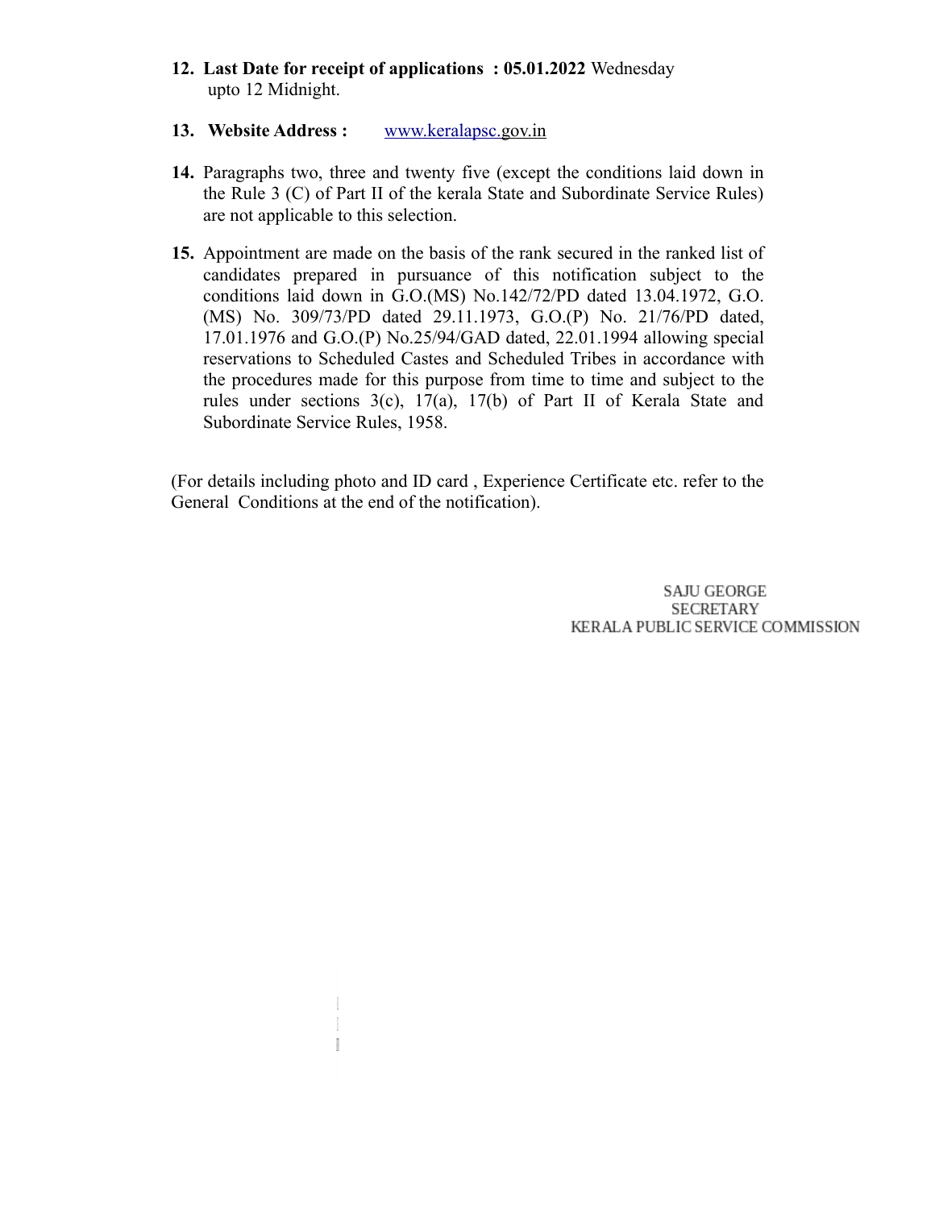12. **Last Date for receipt of applications : 05.01.2022** Wednesday upto 12 Midnight.

13. **Website Address :** www.keralapsc.gov.in

14. Paragraphs two, three and twenty five (except the conditions laid down in the Rule 3 (C) of Part II of the kerala State and Subordinate Service Rules) are not applicable to this selection.

15. Appointment are made on the basis of the rank secured in the ranked list of candidates prepared in pursuance of this notification subject to the conditions laid down in G.O.(MS) No.142/72/PD dated 13.04.1972, G.O.(MS) No. 309/73/PD dated 29.11.1973, G.O.(P) No. 21/76/PD dated, 17.01.1976 and G.O.(P) No.25/94/GAD dated, 22.01.1994 allowing special reservations to Scheduled Castes and Scheduled Tribes in accordance with the procedures made for this purpose from time to time and subject to the rules under sections 3(c), 17(a), 17(b) of Part II of Kerala State and Subordinate Service Rules, 1958.

(For details including photo and ID card , Experience Certificate etc. refer to the General Conditions at the end of the notification).

SAJU GEORGE
SECRETARY
KERALA PUBLIC SERVICE COMMISSION